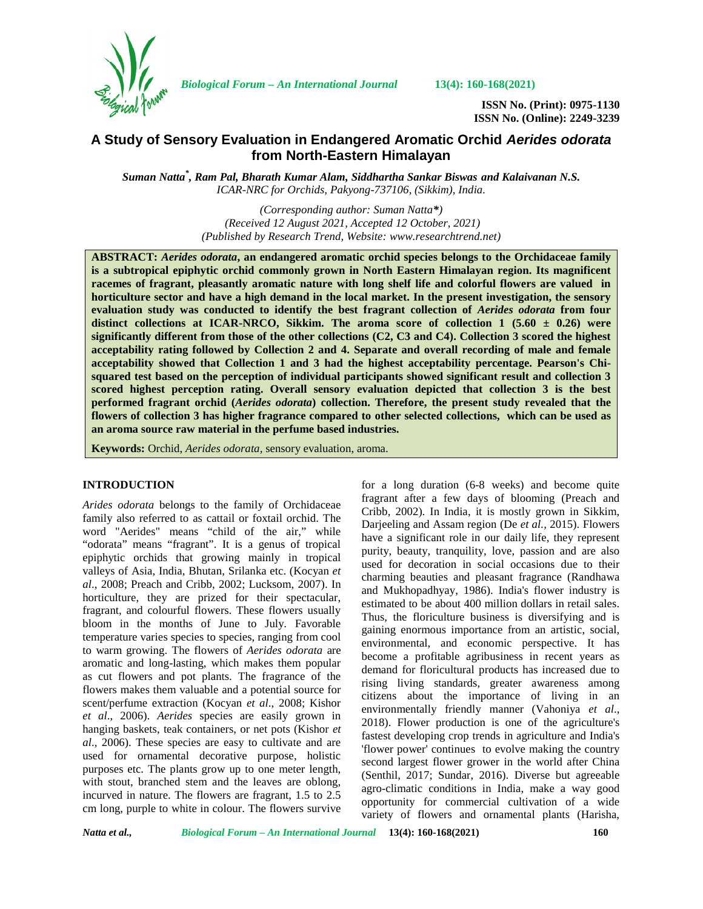ISSN No. (Print): 0975-1130
ISSN No. (Online): 2249-3239

# A Study of Sensory Evaluation in Endangered Aromatic Orchid *Aerides odorata* from North-Eastern Himalayan

***Suman Natta*\*, Ram Pal, Bharath Kumar Alam, Siddhartha Sankar Biswas and Kalaivanan N.S.***
*ICAR-NRC for Orchids, Pakyong-737106, (Sikkim), India.*

*(Corresponding author: Suman Natta\*)*
*(Received 12 August 2021, Accepted 12 October, 2021)*
*(Published by Research Trend, Website: www.researchtrend.net)*

**ABSTRACT:** ***Aerides odorata*, an endangered aromatic orchid species belongs to the Orchidaceae family is a subtropical epiphytic orchid commonly grown in North Eastern Himalayan region. Its magnificent racemes of fragrant, pleasantly aromatic nature with long shelf life and colorful flowers are valued in horticulture sector and have a high demand in the local market. In the present investigation, the sensory evaluation study was conducted to identify the best fragrant collection of *Aerides odorata* from four distinct collections at ICAR-NRCO, Sikkim. The aroma score of collection 1 (5.60 ± 0.26) were significantly different from those of the other collections (C2, C3 and C4). Collection 3 scored the highest acceptability rating followed by Collection 2 and 4. Separate and overall recording of male and female acceptability showed that Collection 1 and 3 had the highest acceptability percentage. Pearson's Chi-squared test based on the perception of individual participants showed significant result and collection 3 scored highest perception rating. Overall sensory evaluation depicted that collection 3 is the best performed fragrant orchid (*Aerides odorata*) collection. Therefore, the present study revealed that the flowers of collection 3 has higher fragrance compared to other selected collections, which can be used as an aroma source raw material in the perfume based industries.**

**Keywords:** Orchid, *Aerides odorata,* sensory evaluation, aroma.

## INTRODUCTION

*Arides odorata* belongs to the family of Orchidaceae family also referred to as cattail or foxtail orchid. The word "Aerides" means "child of the air," while "odorata" means "fragrant". It is a genus of tropical epiphytic orchids that growing mainly in tropical valleys of Asia, India, Bhutan, Srilanka etc. (Kocyan *et al*., 2008; Preach and Cribb, 2002; Lucksom, 2007). In horticulture, they are prized for their spectacular, fragrant, and colourful flowers. These flowers usually bloom in the months of June to July. Favorable temperature varies species to species, ranging from cool to warm growing. The flowers of *Aerides odorata* are aromatic and long-lasting, which makes them popular as cut flowers and pot plants. The fragrance of the flowers makes them valuable and a potential source for scent/perfume extraction (Kocyan *et al*., 2008; Kishor *et al*., 2006). *Aerides* species are easily grown in hanging baskets, teak containers, or net pots (Kishor *et al*., 2006). These species are easy to cultivate and are used for ornamental decorative purpose, holistic purposes etc. The plants grow up to one meter length, with stout, branched stem and the leaves are oblong, incurved in nature. The flowers are fragrant, 1.5 to 2.5 cm long, purple to white in colour. The flowers survive for a long duration (6-8 weeks) and become quite fragrant after a few days of blooming (Preach and Cribb, 2002). In India, it is mostly grown in Sikkim, Darjeeling and Assam region (De *et al.,* 2015). Flowers have a significant role in our daily life, they represent purity, beauty, tranquility, love, passion and are also used for decoration in social occasions due to their charming beauties and pleasant fragrance (Randhawa and Mukhopadhyay, 1986). India's flower industry is estimated to be about 400 million dollars in retail sales. Thus, the floriculture business is diversifying and is gaining enormous importance from an artistic, social, environmental, and economic perspective. It has become a profitable agribusiness in recent years as demand for floricultural products has increased due to rising living standards, greater awareness among citizens about the importance of living in an environmentally friendly manner (Vahoniya *et al*., 2018). Flower production is one of the agriculture's fastest developing crop trends in agriculture and India's 'flower power' continues to evolve making the country second largest flower grower in the world after China (Senthil, 2017; Sundar, 2016). Diverse but agreeable agro-climatic conditions in India, make a way good opportunity for commercial cultivation of a wide variety of flowers and ornamental plants (Harisha,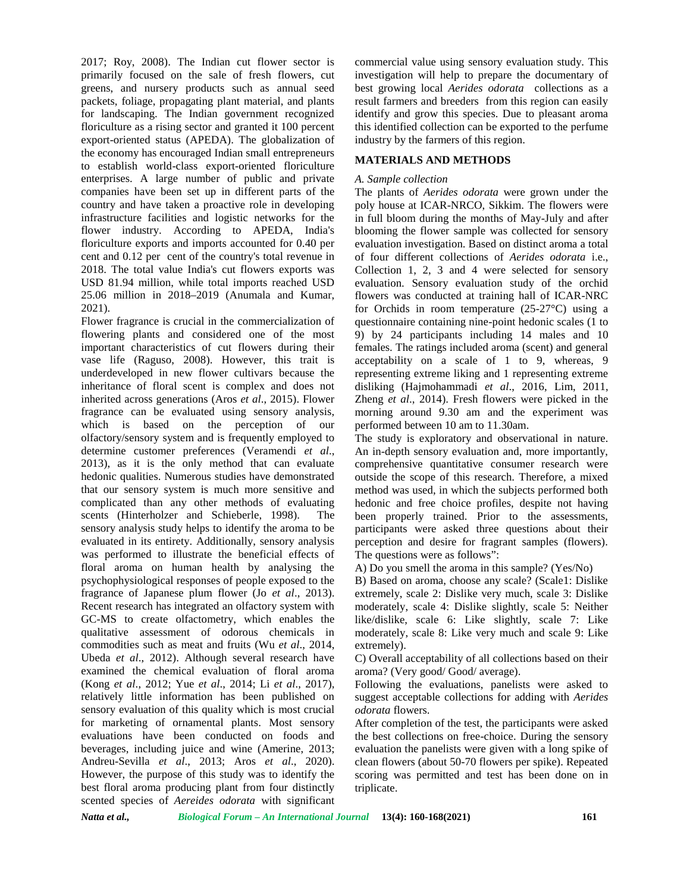2017; Roy, 2008). The Indian cut flower sector is primarily focused on the sale of fresh flowers, cut greens, and nursery products such as annual seed packets, foliage, propagating plant material, and plants for landscaping. The Indian government recognized floriculture as a rising sector and granted it 100 percent export-oriented status (APEDA). The globalization of the economy has encouraged Indian small entrepreneurs to establish world-class export-oriented floriculture enterprises. A large number of public and private companies have been set up in different parts of the country and have taken a proactive role in developing infrastructure facilities and logistic networks for the flower industry. According to APEDA, India's floriculture exports and imports accounted for 0.40 per cent and 0.12 per cent of the country's total revenue in 2018. The total value India's cut flowers exports was USD 81.94 million, while total imports reached USD 25.06 million in 2018–2019 (Anumala and Kumar, 2021).

Flower fragrance is crucial in the commercialization of flowering plants and considered one of the most important characteristics of cut flowers during their vase life (Raguso, 2008). However, this trait is underdeveloped in new flower cultivars because the inheritance of floral scent is complex and does not inherited across generations (Aros *et al*., 2015). Flower fragrance can be evaluated using sensory analysis, which is based on the perception of our olfactory/sensory system and is frequently employed to determine customer preferences (Veramendi *et al*., 2013), as it is the only method that can evaluate hedonic qualities. Numerous studies have demonstrated that our sensory system is much more sensitive and complicated than any other methods of evaluating scents (Hinterholzer and Schieberle, 1998). The sensory analysis study helps to identify the aroma to be evaluated in its entirety. Additionally, sensory analysis was performed to illustrate the beneficial effects of floral aroma on human health by analysing the psychophysiological responses of people exposed to the fragrance of Japanese plum flower (Jo *et al*., 2013). Recent research has integrated an olfactory system with GC-MS to create olfactometry, which enables the qualitative assessment of odorous chemicals in commodities such as meat and fruits (Wu *et al*., 2014, Ubeda *et al*., 2012). Although several research have examined the chemical evaluation of floral aroma (Kong *et al*., 2012; Yue *et al*., 2014; Li *et al*., 2017), relatively little information has been published on sensory evaluation of this quality which is most crucial for marketing of ornamental plants. Most sensory evaluations have been conducted on foods and beverages, including juice and wine (Amerine, 2013; Andreu-Sevilla *et al*., 2013; Aros *et al*., 2020). However, the purpose of this study was to identify the best floral aroma producing plant from four distinctly scented species of *Aereides odorata* with significant commercial value using sensory evaluation study. This investigation will help to prepare the documentary of best growing local *Aerides odorata* collections as a result farmers and breeders from this region can easily identify and grow this species. Due to pleasant aroma this identified collection can be exported to the perfume industry by the farmers of this region.

## MATERIALS AND METHODS

*A. Sample collection*

The plants of *Aerides odorata* were grown under the poly house at ICAR-NRCO, Sikkim. The flowers were in full bloom during the months of May-July and after blooming the flower sample was collected for sensory evaluation investigation. Based on distinct aroma a total of four different collections of *Aerides odorata* i.e., Collection 1, 2, 3 and 4 were selected for sensory evaluation. Sensory evaluation study of the orchid flowers was conducted at training hall of ICAR-NRC for Orchids in room temperature (25-27°C) using a questionnaire containing nine-point hedonic scales (1 to 9) by 24 participants including 14 males and 10 females. The ratings included aroma (scent) and general acceptability on a scale of 1 to 9, whereas, 9 representing extreme liking and 1 representing extreme disliking (Hajmohammadi *et al*., 2016, Lim, 2011, Zheng *et al*., 2014). Fresh flowers were picked in the morning around 9.30 am and the experiment was performed between 10 am to 11.30am.

The study is exploratory and observational in nature. An in-depth sensory evaluation and, more importantly, comprehensive quantitative consumer research were outside the scope of this research. Therefore, a mixed method was used, in which the subjects performed both hedonic and free choice profiles, despite not having been properly trained. Prior to the assessments, participants were asked three questions about their perception and desire for fragrant samples (flowers). The questions were as follows":

A) Do you smell the aroma in this sample? (Yes/No)

B) Based on aroma, choose any scale? (Scale1: Dislike extremely, scale 2: Dislike very much, scale 3: Dislike moderately, scale 4: Dislike slightly, scale 5: Neither like/dislike, scale 6: Like slightly, scale 7: Like moderately, scale 8: Like very much and scale 9: Like extremely).

C) Overall acceptability of all collections based on their aroma? (Very good/ Good/ average).

Following the evaluations, panelists were asked to suggest acceptable collections for adding with *Aerides odorata* flowers.

After completion of the test, the participants were asked the best collections on free-choice. During the sensory evaluation the panelists were given with a long spike of clean flowers (about 50-70 flowers per spike). Repeated scoring was permitted and test has been done on in triplicate.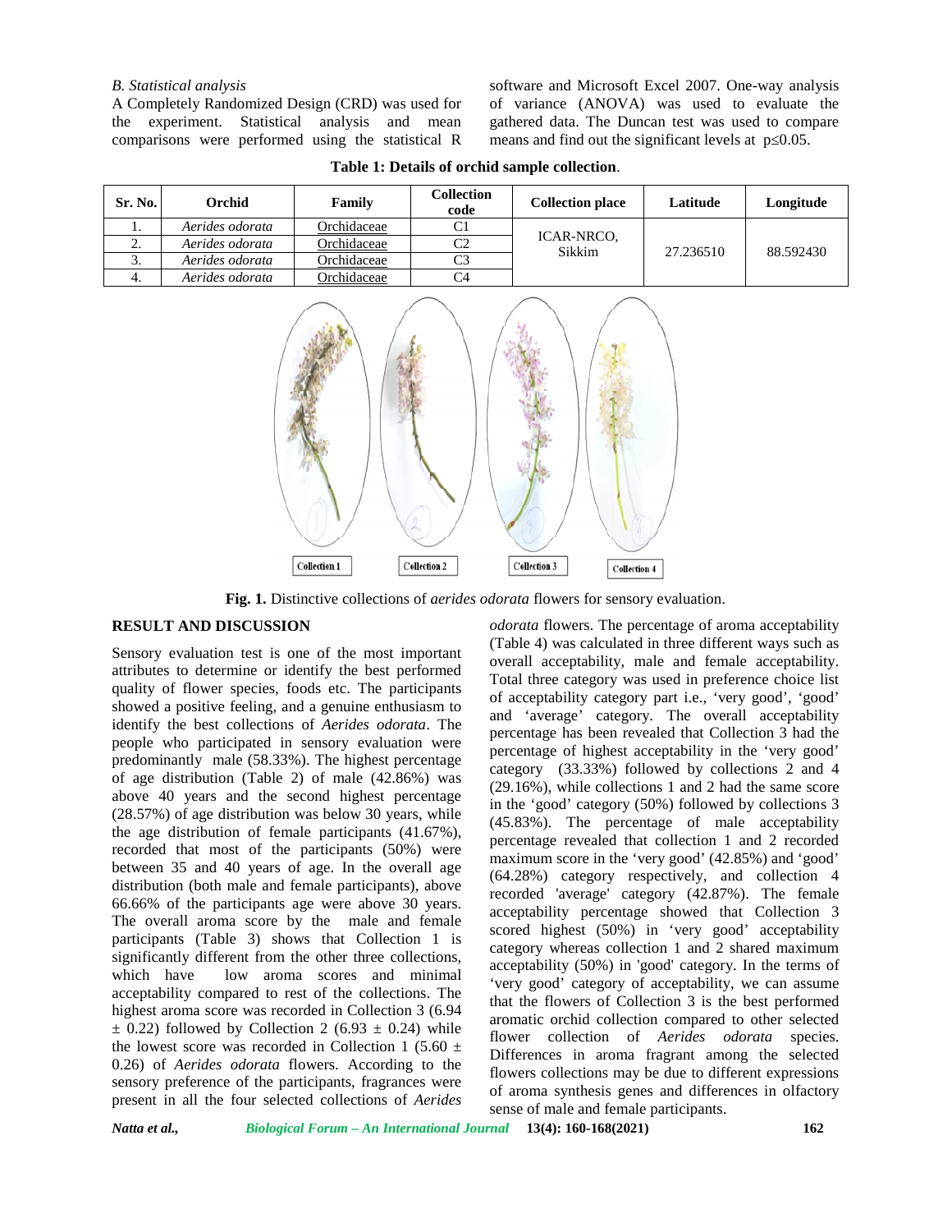*B. Statistical analysis*

A Completely Randomized Design (CRD) was used for the experiment. Statistical analysis and mean comparisons were performed using the statistical R software and Microsoft Excel 2007. One-way analysis of variance (ANOVA) was used to evaluate the gathered data. The Duncan test was used to compare means and find out the significant levels at $p \leq 0.05$.

**Table 1: Details of orchid sample collection**.

| Sr. No. | Orchid | Family | Collection code | Collection place | Latitude | Longitude |
|---|---|---|---|---|---|---|
| 1. | *Aerides odorata* | Orchidaceae | C1 | ICAR-NRCO, Sikkim | 27.236510 | 88.592430 |
| 2. | *Aerides odorata* | Orchidaceae | C2 | | | |
| 3. | *Aerides odorata* | Orchidaceae | C3 | | | |
| 4. | *Aerides odorata* | Orchidaceae | C4 | | | |

**Fig. 1.** Distinctive collections of *aerides odorata* flowers for sensory evaluation.

## RESULT AND DISCUSSION

Sensory evaluation test is one of the most important attributes to determine or identify the best performed quality of flower species, foods etc. The participants showed a positive feeling, and a genuine enthusiasm to identify the best collections of *Aerides odorata*. The people who participated in sensory evaluation were predominantly male (58.33%). The highest percentage of age distribution (Table 2) of male (42.86%) was above 40 years and the second highest percentage (28.57%) of age distribution was below 30 years, while the age distribution of female participants (41.67%), recorded that most of the participants (50%) were between 35 and 40 years of age. In the overall age distribution (both male and female participants), above 66.66% of the participants age were above 30 years. The overall aroma score by the male and female participants (Table 3) shows that Collection 1 is significantly different from the other three collections, which have low aroma scores and minimal acceptability compared to rest of the collections. The highest aroma score was recorded in Collection 3 (6.94 $\pm$ 0.22) followed by Collection 2 (6.93 $\pm$ 0.24) while the lowest score was recorded in Collection 1 (5.60 $\pm$ 0.26) of *Aerides odorata* flowers. According to the sensory preference of the participants, fragrances were present in all the four selected collections of *Aerides odorata* flowers. The percentage of aroma acceptability (Table 4) was calculated in three different ways such as overall acceptability, male and female acceptability. Total three category was used in preference choice list of acceptability category part i.e., 'very good', 'good' and 'average' category. The overall acceptability percentage has been revealed that Collection 3 had the percentage of highest acceptability in the 'very good' category (33.33%) followed by collections 2 and 4 (29.16%), while collections 1 and 2 had the same score in the 'good' category (50%) followed by collections 3 (45.83%). The percentage of male acceptability percentage revealed that collection 1 and 2 recorded maximum score in the 'very good' (42.85%) and 'good' (64.28%) category respectively, and collection 4 recorded 'average' category (42.87%). The female acceptability percentage showed that Collection 3 scored highest (50%) in 'very good' acceptability category whereas collection 1 and 2 shared maximum acceptability (50%) in 'good' category. In the terms of 'very good' category of acceptability, we can assume that the flowers of Collection 3 is the best performed aromatic orchid collection compared to other selected flower collection of *Aerides odorata* species. Differences in aroma fragrant among the selected flowers collections may be due to different expressions of aroma synthesis genes and differences in olfactory sense of male and female participants.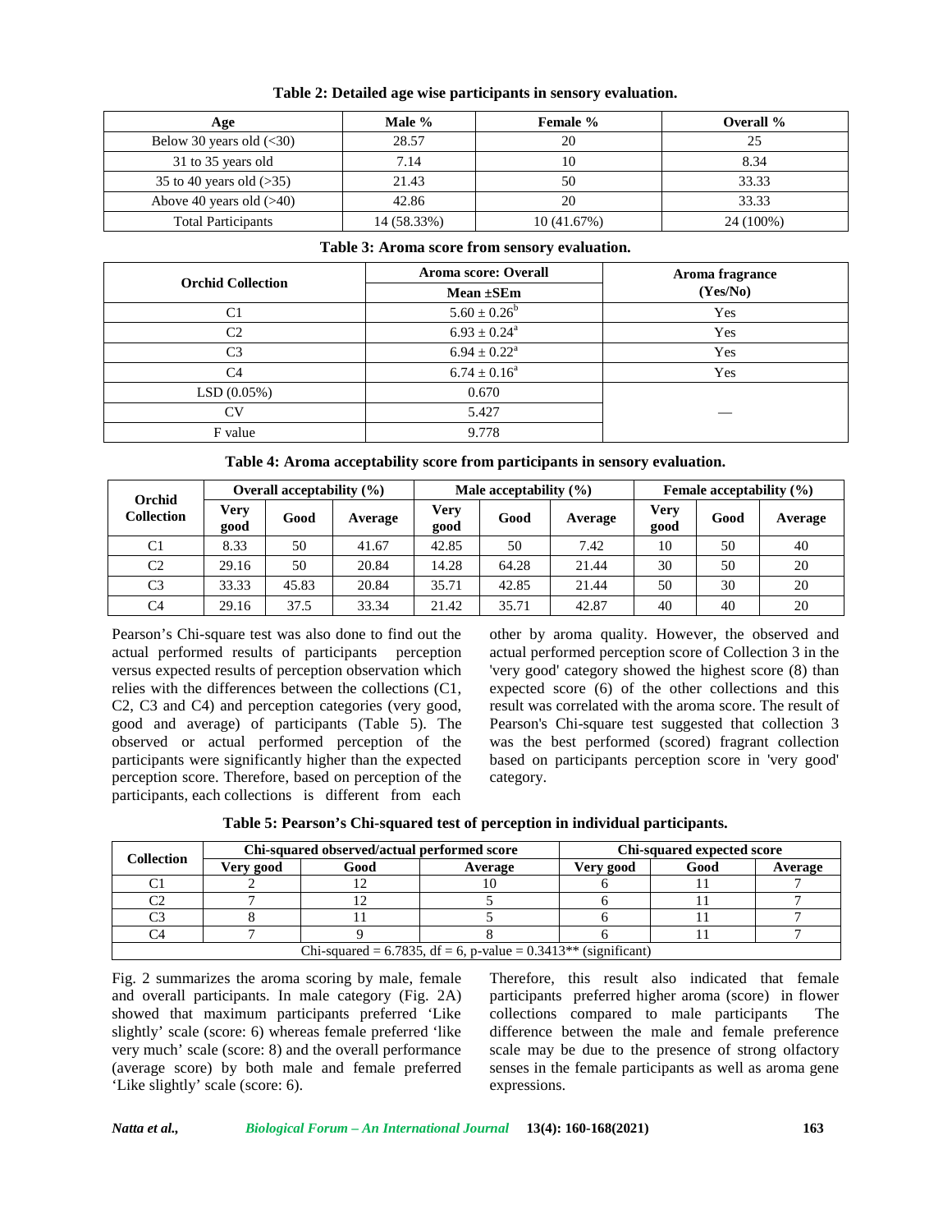**Table 2: Detailed age wise participants in sensory evaluation.**

| Age | Male % | Female % | Overall % |
|---|---|---|---|
| Below 30 years old (<30) | 28.57 | 20 | 25 |
| 31 to 35 years old | 7.14 | 10 | 8.34 |
| 35 to 40 years old (>35) | 21.43 | 50 | 33.33 |
| Above 40 years old (>40) | 42.86 | 20 | 33.33 |
| Total Participants | 14 (58.33%) | 10 (41.67%) | 24 (100%) |

**Table 3: Aroma score from sensory evaluation.**

| Orchid Collection | Aroma score: Overall Mean ±SEm | Aroma fragrance (Yes/No) |
|---|---|---|
| C1 | $5.60 \pm 0.26^{b}$ | Yes |
| C2 | $6.93 \pm 0.24^{a}$ | Yes |
| C3 | $6.94 \pm 0.22^{a}$ | Yes |
| C4 | $6.74 \pm 0.16^{a}$ | Yes |
| LSD (0.05%) | 0.670 | — |
| CV | 5.427 | |
| F value | 9.778 | |

**Table 4: Aroma acceptability score from participants in sensory evaluation.**

| Orchid Collection | Overall acceptability (%) | | | Male acceptability (%) | | | Female acceptability (%) | | |
|---|---|---|---|---|---|---|---|---|---|
| | Very good | Good | Average | Very good | Good | Average | Very good | Good | Average |
| C1 | 8.33 | 50 | 41.67 | 42.85 | 50 | 7.42 | 10 | 50 | 40 |
| C2 | 29.16 | 50 | 20.84 | 14.28 | 64.28 | 21.44 | 30 | 50 | 20 |
| C3 | 33.33 | 45.83 | 20.84 | 35.71 | 42.85 | 21.44 | 50 | 30 | 20 |
| C4 | 29.16 | 37.5 | 33.34 | 21.42 | 35.71 | 42.87 | 40 | 40 | 20 |

Pearson's Chi-square test was also done to find out the actual performed results of participants perception versus expected results of perception observation which relies with the differences between the collections (C1, C2, C3 and C4) and perception categories (very good, good and average) of participants (Table 5). The observed or actual performed perception of the participants were significantly higher than the expected perception score. Therefore, based on perception of the participants, each collections is different from each other by aroma quality. However, the observed and actual performed perception score of Collection 3 in the 'very good' category showed the highest score (8) than expected score (6) of the other collections and this result was correlated with the aroma score. The result of Pearson's Chi-square test suggested that collection 3 was the best performed (scored) fragrant collection based on participants perception score in 'very good' category.

**Table 5: Pearson's Chi-squared test of perception in individual participants.**

| Collection | Chi-squared observed/actual performed score | | | Chi-squared expected score | | |
|---|---|---|---|---|---|---|
| | Very good | Good | Average | Very good | Good | Average |
| C1 | 2 | 12 | 10 | 6 | 11 | 7 |
| C2 | 7 | 12 | 5 | 6 | 11 | 7 |
| C3 | 8 | 11 | 5 | 6 | 11 | 7 |
| C4 | 7 | 9 | 8 | 6 | 11 | 7 |
| Chi-squared = 6.7835, df = 6, p-value = 0.3413** (significant) | | | | | | |

Fig. 2 summarizes the aroma scoring by male, female and overall participants. In male category (Fig. 2A) showed that maximum participants preferred 'Like slightly' scale (score: 6) whereas female preferred 'like very much' scale (score: 8) and the overall performance (average score) by both male and female preferred 'Like slightly' scale (score: 6). Therefore, this result also indicated that female participants preferred higher aroma (score) in flower collections compared to male participants The difference between the male and female preference scale may be due to the presence of strong olfactory senses in the female participants as well as aroma gene expressions.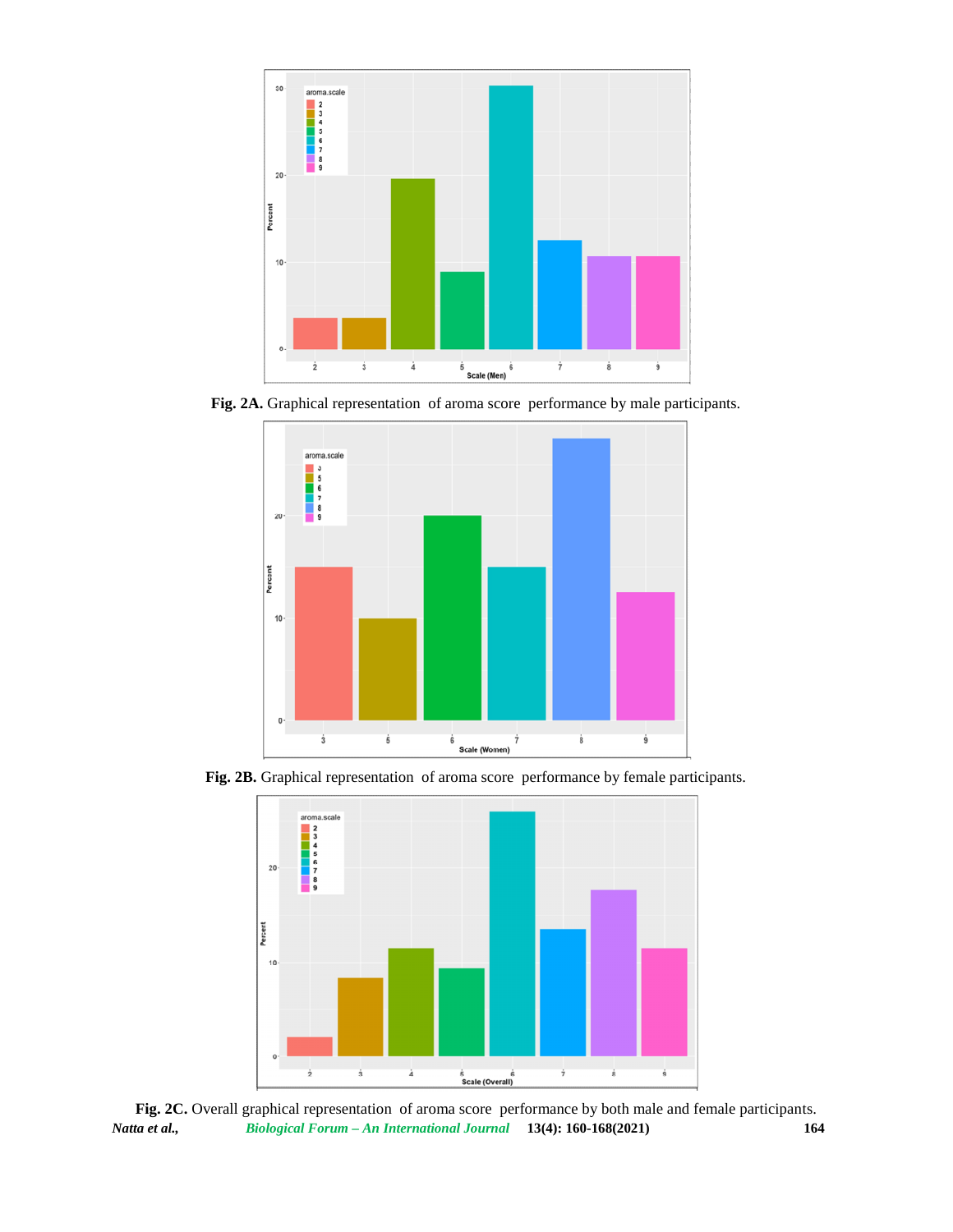**Fig. 2A.** Graphical representation of aroma score performance by male participants.

**Fig. 2B.** Graphical representation of aroma score performance by female participants.

**Fig. 2C.** Overall graphical representation of aroma score performance by both male and female participants.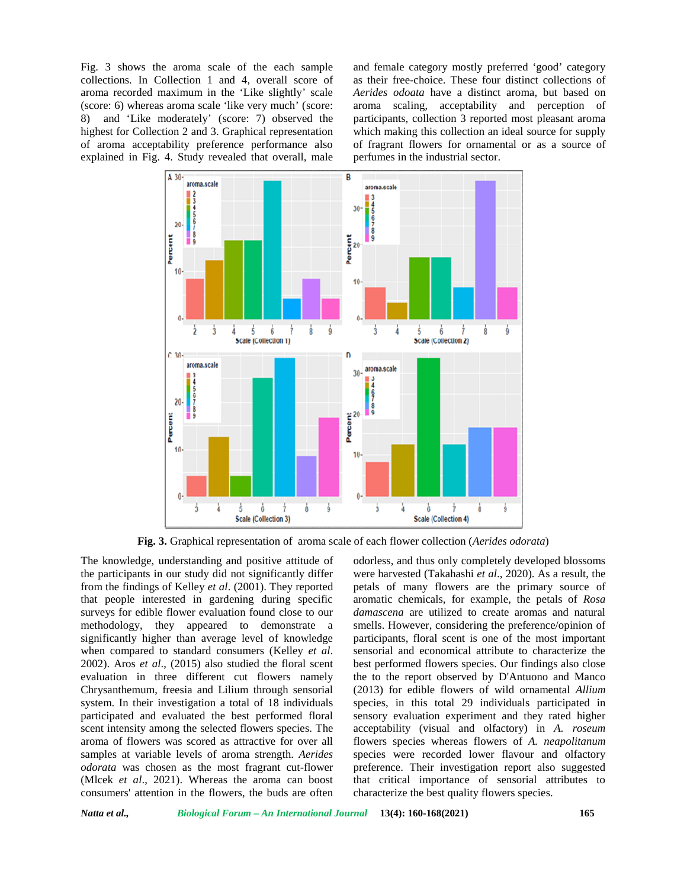Fig. 3 shows the aroma scale of the each sample collections. In Collection 1 and 4, overall score of aroma recorded maximum in the 'Like slightly' scale (score: 6) whereas aroma scale 'like very much' (score: 8) and 'Like moderately' (score: 7) observed the highest for Collection 2 and 3. Graphical representation of aroma acceptability preference performance also explained in Fig. 4. Study revealed that overall, male and female category mostly preferred 'good' category as their free-choice. These four distinct collections of *Aerides odoata* have a distinct aroma, but based on aroma scaling, acceptability and perception of participants, collection 3 reported most pleasant aroma which making this collection an ideal source for supply of fragrant flowers for ornamental or as a source of perfumes in the industrial sector.

**Fig. 3.** Graphical representation of aroma scale of each flower collection (*Aerides odorata*)

The knowledge, understanding and positive attitude of the participants in our study did not significantly differ from the findings of Kelley *et al*. (2001). They reported that people interested in gardening during specific surveys for edible flower evaluation found close to our methodology, they appeared to demonstrate a significantly higher than average level of knowledge when compared to standard consumers (Kelley *et al*. 2002). Aros *et al*., (2015) also studied the floral scent evaluation in three different cut flowers namely Chrysanthemum, freesia and Lilium through sensorial system. In their investigation a total of 18 individuals participated and evaluated the best performed floral scent intensity among the selected flowers species. The aroma of flowers was scored as attractive for over all samples at variable levels of aroma strength. *Aerides odorata* was chosen as the most fragrant cut-flower (Mlcek *et al*., 2021). Whereas the aroma can boost consumers' attention in the flowers, the buds are often odorless, and thus only completely developed blossoms were harvested (Takahashi *et al*., 2020). As a result, the petals of many flowers are the primary source of aromatic chemicals, for example, the petals of *Rosa damascena* are utilized to create aromas and natural smells. However, considering the preference/opinion of participants, floral scent is one of the most important sensorial and economical attribute to characterize the best performed flowers species. Our findings also close the to the report observed by D'Antuono and Manco (2013) for edible flowers of wild ornamental *Allium* species, in this total 29 individuals participated in sensory evaluation experiment and they rated higher acceptability (visual and olfactory) in *A. roseum* flowers species whereas flowers of *A. neapolitanum* species were recorded lower flavour and olfactory preference. Their investigation report also suggested that critical importance of sensorial attributes to characterize the best quality flowers species.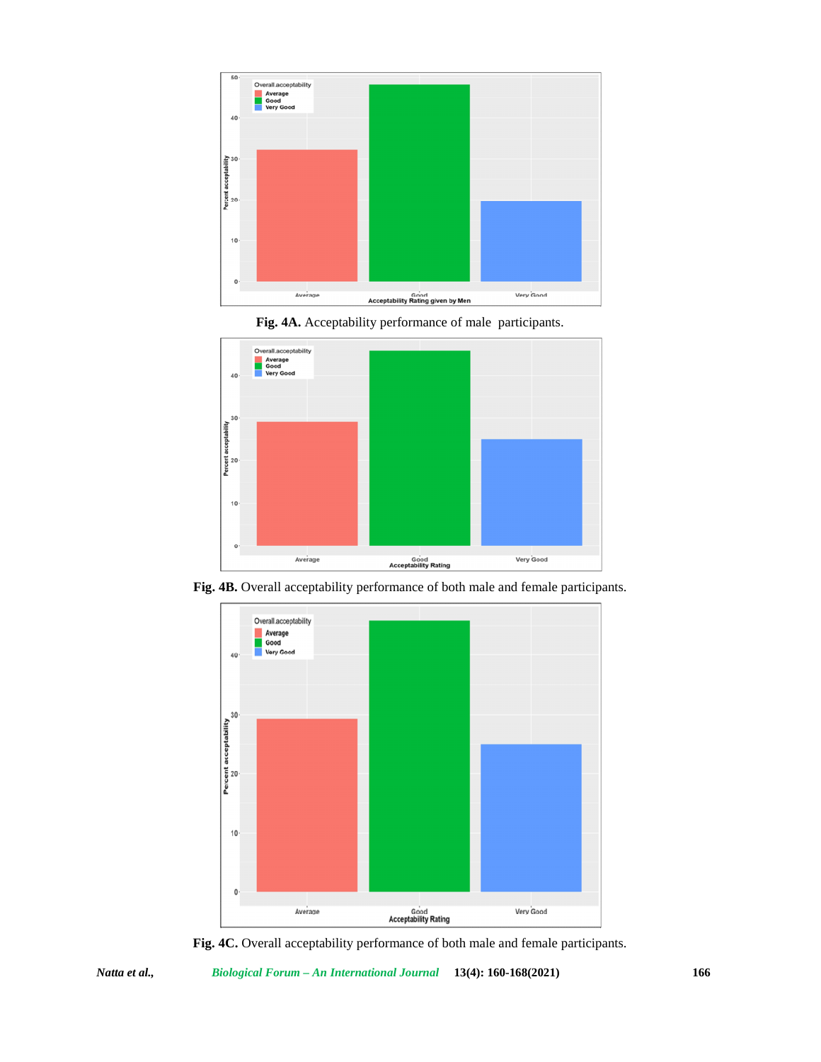**Fig. 4A.** Acceptability performance of male participants.

**Fig. 4B.** Overall acceptability performance of both male and female participants.

**Fig. 4C.** Overall acceptability performance of both male and female participants.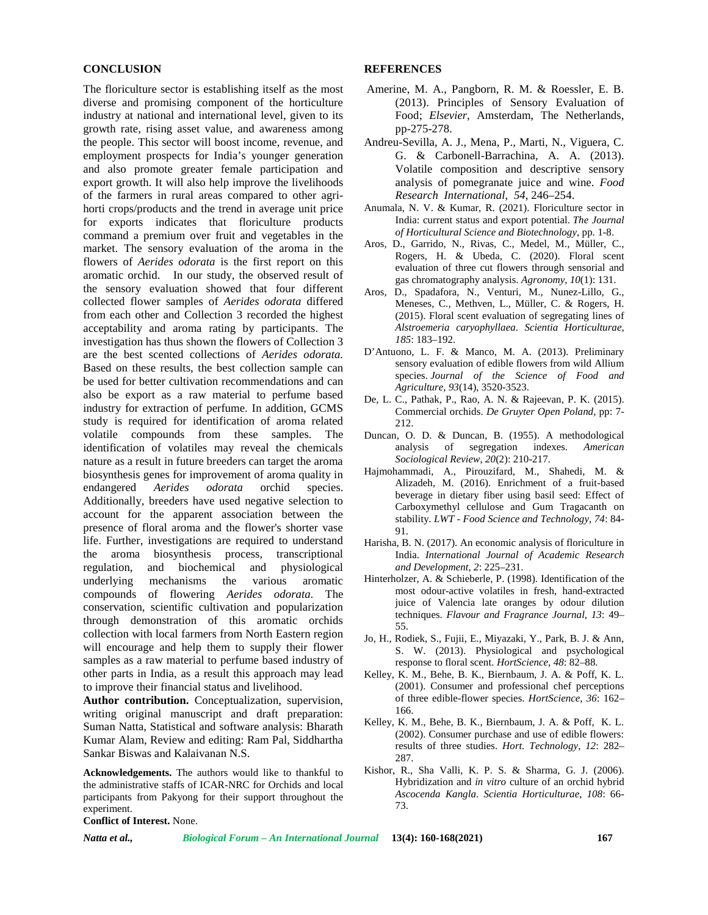## CONCLUSION

The floriculture sector is establishing itself as the most diverse and promising component of the horticulture industry at national and international level, given to its growth rate, rising asset value, and awareness among the people. This sector will boost income, revenue, and employment prospects for India's younger generation and also promote greater female participation and export growth. It will also help improve the livelihoods of the farmers in rural areas compared to other agri-horti crops/products and the trend in average unit price for exports indicates that floriculture products command a premium over fruit and vegetables in the market. The sensory evaluation of the aroma in the flowers of *Aerides odorata* is the first report on this aromatic orchid. In our study, the observed result of the sensory evaluation showed that four different collected flower samples of *Aerides odorata* differed from each other and Collection 3 recorded the highest acceptability and aroma rating by participants. The investigation has thus shown the flowers of Collection 3 are the best scented collections of *Aerides odorata.* Based on these results, the best collection sample can be used for better cultivation recommendations and can also be export as a raw material to perfume based industry for extraction of perfume. In addition, GCMS study is required for identification of aroma related volatile compounds from these samples. The identification of volatiles may reveal the chemicals nature as a result in future breeders can target the aroma biosynthesis genes for improvement of aroma quality in endangered *Aerides odorata* orchid species. Additionally, breeders have used negative selection to account for the apparent association between the presence of floral aroma and the flower's shorter vase life. Further, investigations are required to understand the aroma biosynthesis process, transcriptional regulation, and biochemical and physiological underlying mechanisms the various aromatic compounds of flowering *Aerides odorata*. The conservation, scientific cultivation and popularization through demonstration of this aromatic orchids collection with local farmers from North Eastern region will encourage and help them to supply their flower samples as a raw material to perfume based industry of other parts in India, as a result this approach may lead to improve their financial status and livelihood.

**Author contribution.** Conceptualization, supervision, writing original manuscript and draft preparation: Suman Natta, Statistical and software analysis: Bharath Kumar Alam, Review and editing: Ram Pal, Siddhartha Sankar Biswas and Kalaivanan N.S.

**Acknowledgements.** The authors would like to thankful to the administrative staffs of ICAR-NRC for Orchids and local participants from Pakyong for their support throughout the experiment.

**Conflict of Interest.** None.

## REFERENCES

Amerine, M. A., Pangborn, R. M. & Roessler, E. B. (2013). Principles of Sensory Evaluation of Food; *Elsevier*, Amsterdam, The Netherlands, pp-275-278.

Andreu-Sevilla, A. J., Mena, P., Marti, N., Viguera, C. G. & Carbonell-Barrachina, A. A. (2013). Volatile composition and descriptive sensory analysis of pomegranate juice and wine. *Food Research International*, *54*, 246–254.

Anumala, N. V. & Kumar, R. (2021). Floriculture sector in India: current status and export potential. *The Journal of Horticultural Science and Biotechnology*, pp. 1-8.

Aros, D., Garrido, N., Rivas, C., Medel, M., Müller, C., Rogers, H. & Ubeda, C. (2020). Floral scent evaluation of three cut flowers through sensorial and gas chromatography analysis. *Agronomy*, *10*(1): 131.

Aros, D., Spadafora, N., Venturi, M., Nunez-Lillo, G., Meneses, C., Methven, L., Müller, C. & Rogers, H. (2015). Floral scent evaluation of segregating lines of *Alstroemeria caryophyllaea*. *Scientia Horticulturae, 185*: 183–192.

D'Antuono, L. F. & Manco, M. A. (2013). Preliminary sensory evaluation of edible flowers from wild Allium species. *Journal of the Science of Food and Agriculture*, *93*(14), 3520-3523.

De, L. C., Pathak, P., Rao, A. N. & Rajeevan, P. K. (2015). Commercial orchids. *De Gruyter Open Poland*, pp: 7-212.

Duncan, O. D. & Duncan, B. (1955). A methodological analysis of segregation indexes. *American Sociological Review*, *20*(2): 210-217.

Hajmohammadi, A., Pirouzifard, M., Shahedi, M. & Alizadeh, M. (2016). Enrichment of a fruit-based beverage in dietary fiber using basil seed: Effect of Carboxymethyl cellulose and Gum Tragacanth on stability. *LWT - Food Science and Technology*, *74*: 84-91.

Harisha, B. N. (2017). An economic analysis of floriculture in India. *International Journal of Academic Research and Development*, *2*: 225–231.

Hinterholzer, A. & Schieberle, P. (1998). Identification of the most odour-active volatiles in fresh, hand-extracted juice of Valencia late oranges by odour dilution techniques. *Flavour and Fragrance Journal*, *13*: 49–55.

Jo, H., Rodiek, S., Fujii, E., Miyazaki, Y., Park, B. J. & Ann, S. W. (2013). Physiological and psychological response to floral scent. *HortScience*, *48*: 82–88.

Kelley, K. M., Behe, B. K., Biernbaum, J. A. & Poff, K. L. (2001). Consumer and professional chef perceptions of three edible-flower species. *HortScience*, *36*: 162–166.

Kelley, K. M., Behe, B. K., Biernbaum, J. A. & Poff, K. L. (2002). Consumer purchase and use of edible flowers: results of three studies. *Hort. Technology*, *12*: 282–287.

Kishor, R., Sha Valli, K. P. S. & Sharma, G. J. (2006). Hybridization and *in vitro* culture of an orchid hybrid *Ascocenda Kangla*. *Scientia Horticulturae*, *108*: 66-73.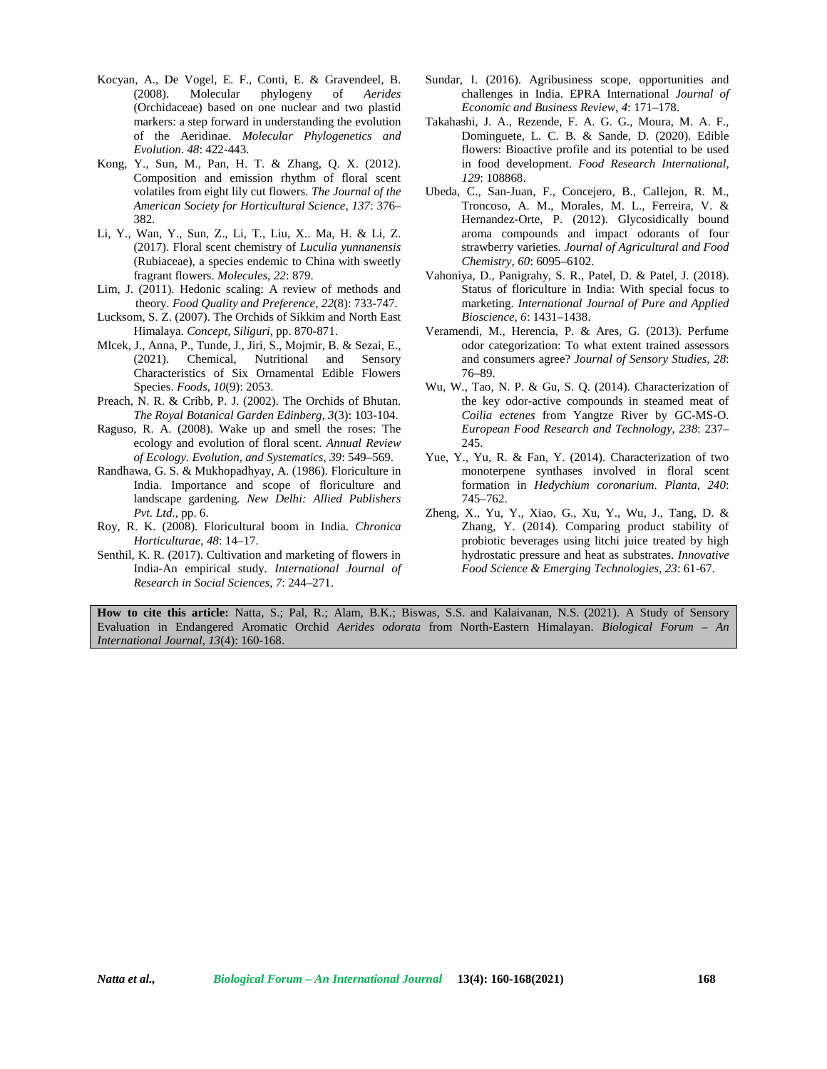Kocyan, A., De Vogel, E. F., Conti, E. & Gravendeel, B. (2008). Molecular phylogeny of *Aerides* (Orchidaceae) based on one nuclear and two plastid markers: a step forward in understanding the evolution of the Aeridinae. *Molecular Phylogenetics and Evolution*. *48*: 422-443.

Kong, Y., Sun, M., Pan, H. T. & Zhang, Q. X. (2012). Composition and emission rhythm of floral scent volatiles from eight lily cut flowers. *The Journal of the American Society for Horticultural Science*, *137*: 376–382.

Li, Y., Wan, Y., Sun, Z., Li, T., Liu, X.. Ma, H. & Li, Z. (2017). Floral scent chemistry of *Luculia yunnanensis* (Rubiaceae), a species endemic to China with sweetly fragrant flowers. *Molecules*, *22*: 879.

Lim, J. (2011). Hedonic scaling: A review of methods and theory. *Food Quality and Preference*, *22*(8): 733-747.

Lucksom, S. Z. (2007). The Orchids of Sikkim and North East Himalaya. *Concept, Siliguri*, pp. 870-871.

Mlcek, J., Anna, P., Tunde, J., Jiri, S., Mojmir, B. & Sezai, E., (2021). Chemical, Nutritional and Sensory Characteristics of Six Ornamental Edible Flowers Species. *Foods*, *10*(9): 2053.

Preach, N. R. & Cribb, P. J. (2002). The Orchids of Bhutan. *The Royal Botanical Garden Edinberg*, *3*(3): 103-104.

Raguso, R. A. (2008). Wake up and smell the roses: The ecology and evolution of floral scent. *Annual Review of Ecology. Evolution, and Systematics*, *39*: 549–569.

Randhawa, G. S. & Mukhopadhyay, A. (1986). Floriculture in India. Importance and scope of floriculture and landscape gardening. *New Delhi: Allied Publishers Pvt. Ltd.*, pp. 6.

Roy, R. K. (2008). Floricultural boom in India. *Chronica Horticulturae*, *48*: 14–17.

Senthil, K. R. (2017). Cultivation and marketing of flowers in India-An empirical study. *International Journal of Research in Social Sciences*, *7*: 244–271.

Sundar, I. (2016). Agribusiness scope, opportunities and challenges in India. EPRA International *Journal of Economic and Business Review*, *4*: 171–178.

Takahashi, J. A., Rezende, F. A. G. G., Moura, M. A. F., Dominguete, L. C. B. & Sande, D. (2020). Edible flowers: Bioactive profile and its potential to be used in food development. *Food Research International*, *129*: 108868.

Ubeda, C., San-Juan, F., Concejero, B., Callejon, R. M., Troncoso, A. M., Morales, M. L., Ferreira, V. & Hernandez-Orte, P. (2012). Glycosidically bound aroma compounds and impact odorants of four strawberry varieties. *Journal of Agricultural and Food Chemistry*, *60*: 6095–6102.

Vahoniya, D., Panigrahy, S. R., Patel, D. & Patel, J. (2018). Status of floriculture in India: With special focus to marketing. *International Journal of Pure and Applied Bioscience*, *6*: 1431–1438.

Veramendi, M., Herencia, P. & Ares, G. (2013). Perfume odor categorization: To what extent trained assessors and consumers agree? *Journal of Sensory Studies*, *28*: 76–89.

Wu, W., Tao, N. P. & Gu, S. Q. (2014). Characterization of the key odor-active compounds in steamed meat of *Coilia ectenes* from Yangtze River by GC-MS-O. *European Food Research and Technology*, *238*: 237–245.

Yue, Y., Yu, R. & Fan, Y. (2014). Characterization of two monoterpene synthases involved in floral scent formation in *Hedychium coronarium*. *Planta*, *240*: 745–762.

Zheng, X., Yu, Y., Xiao, G., Xu, Y., Wu, J., Tang, D. & Zhang, Y. (2014). Comparing product stability of probiotic beverages using litchi juice treated by high hydrostatic pressure and heat as substrates. *Innovative Food Science & Emerging Technologies*, *23*: 61-67.

**How to cite this article:** Natta, S.; Pal, R.; Alam, B.K.; Biswas, S.S. and Kalaivanan, N.S. (2021). A Study of Sensory Evaluation in Endangered Aromatic Orchid *Aerides odorata* from North-Eastern Himalayan. *Biological Forum – An International Journal*, *13*(4): 160-168.